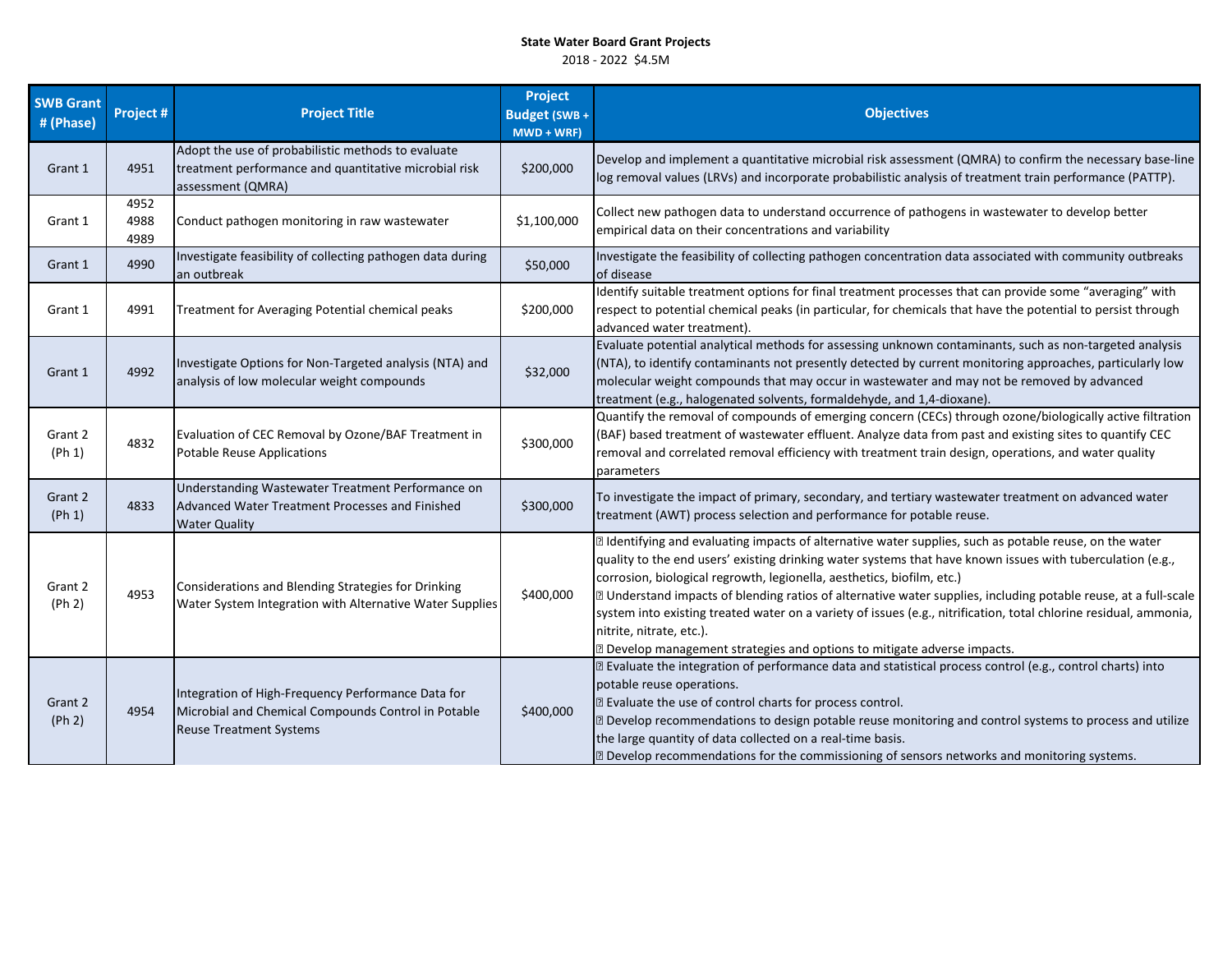**State Water Board Grant Projects**

2018 - 2022 $4.5M

| SWB Grant # (Phase) | Project # | Project Title | Project Budget (SWB + MWD + WRF) | Objectives |
|---|---|---|---|---|
| Grant 1 | 4951 | Adopt the use of probabilistic methods to evaluate treatment performance and quantitative microbial risk assessment (QMRA) | $200,000 | Develop and implement a quantitative microbial risk assessment (QMRA) to confirm the necessary base-line log removal values (LRVs) and incorporate probabilistic analysis of treatment train performance (PATTP). |
| Grant 1 | 4952<br>4988<br>4989 | Conduct pathogen monitoring in raw wastewater | $1,100,000 | Collect new pathogen data to understand occurrence of pathogens in wastewater to develop better empirical data on their concentrations and variability |
| Grant 1 | 4990 | Investigate feasibility of collecting pathogen data during an outbreak | $50,000 | Investigate the feasibility of collecting pathogen concentration data associated with community outbreaks of disease |
| Grant 1 | 4991 | Treatment for Averaging Potential chemical peaks | $200,000 | Identify suitable treatment options for final treatment processes that can provide some "averaging" with respect to potential chemical peaks (in particular, for chemicals that have the potential to persist through advanced water treatment). |
| Grant 1 | 4992 | Investigate Options for Non-Targeted analysis (NTA) and analysis of low molecular weight compounds | $32,000 | Evaluate potential analytical methods for assessing unknown contaminants, such as non-targeted analysis (NTA), to identify contaminants not presently detected by current monitoring approaches, particularly low molecular weight compounds that may occur in wastewater and may not be removed by advanced treatment (e.g., halogenated solvents, formaldehyde, and 1,4-dioxane). |
| Grant 2 (Ph 1) | 4832 | Evaluation of CEC Removal by Ozone/BAF Treatment in Potable Reuse Applications | $300,000 | Quantify the removal of compounds of emerging concern (CECs) through ozone/biologically active filtration (BAF) based treatment of wastewater effluent. Analyze data from past and existing sites to quantify CEC removal and correlated removal efficiency with treatment train design, operations, and water quality parameters |
| Grant 2 (Ph 1) | 4833 | Understanding Wastewater Treatment Performance on Advanced Water Treatment Processes and Finished Water Quality | $300,000 | To investigate the impact of primary, secondary, and tertiary wastewater treatment on advanced water treatment (AWT) process selection and performance for potable reuse. |
| Grant 2 (Ph 2) | 4953 | Considerations and Blending Strategies for Drinking Water System Integration with Alternative Water Supplies | $400,000 | • Identifying and evaluating impacts of alternative water supplies, such as potable reuse, on the water quality to the end users' existing drinking water systems that have known issues with tuberculation (e.g., corrosion, biological regrowth, legionella, aesthetics, biofilm, etc.)<br>• Understand impacts of blending ratios of alternative water supplies, including potable reuse, at a full-scale system into existing treated water on a variety of issues (e.g., nitrification, total chlorine residual, ammonia, nitrite, nitrate, etc.).<br>• Develop management strategies and options to mitigate adverse impacts. |
| Grant 2 (Ph 2) | 4954 | Integration of High-Frequency Performance Data for Microbial and Chemical Compounds Control in Potable Reuse Treatment Systems | $400,000 | • Evaluate the integration of performance data and statistical process control (e.g., control charts) into potable reuse operations.<br>• Evaluate the use of control charts for process control.<br>• Develop recommendations to design potable reuse monitoring and control systems to process and utilize the large quantity of data collected on a real-time basis.<br>• Develop recommendations for the commissioning of sensors networks and monitoring systems. |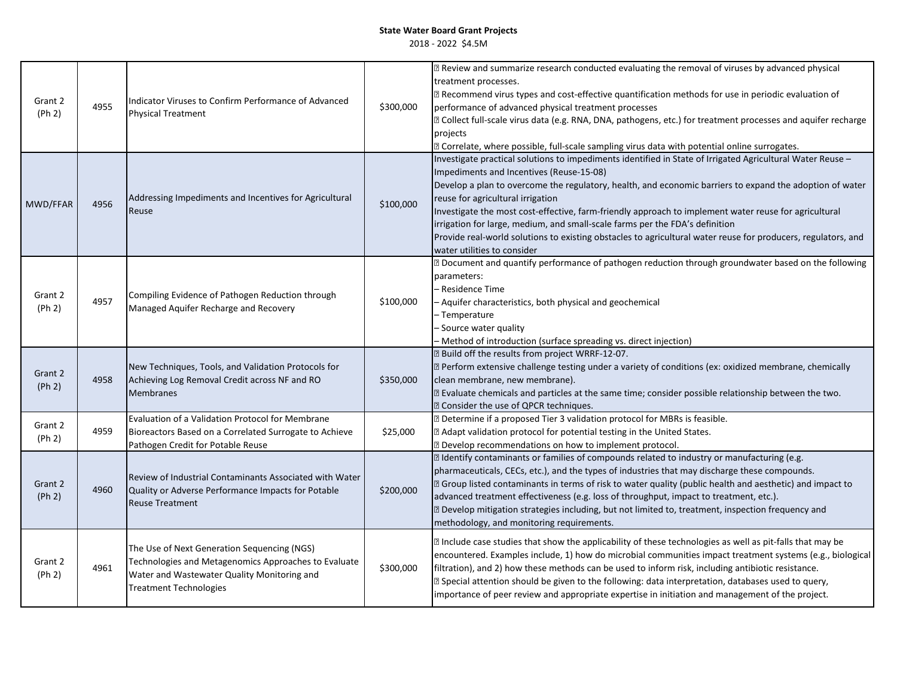**State Water Board Grant Projects**

2018 - 2022 $4.5M

| | | | | |
|---|---|---|---|---|
| Grant 2 (Ph 2) | 4955 | Indicator Viruses to Confirm Performance of Advanced Physical Treatment | $300,000 | • Review and summarize research conducted evaluating the removal of viruses by advanced physical treatment processes.<br>• Recommend virus types and cost-effective quantification methods for use in periodic evaluation of performance of advanced physical treatment processes<br>• Collect full-scale virus data (e.g. RNA, DNA, pathogens, etc.) for treatment processes and aquifer recharge projects<br>• Correlate, where possible, full-scale sampling virus data with potential online surrogates. |
| MWD/FFAR | 4956 | Addressing Impediments and Incentives for Agricultural Reuse | $100,000 | Investigate practical solutions to impediments identified in State of Irrigated Agricultural Water Reuse – Impediments and Incentives (Reuse-15-08)<br>Develop a plan to overcome the regulatory, health, and economic barriers to expand the adoption of water reuse for agricultural irrigation<br>Investigate the most cost-effective, farm-friendly approach to implement water reuse for agricultural irrigation for large, medium, and small-scale farms per the FDA's definition<br>Provide real-world solutions to existing obstacles to agricultural water reuse for producers, regulators, and water utilities to consider |
| Grant 2 (Ph 2) | 4957 | Compiling Evidence of Pathogen Reduction through Managed Aquifer Recharge and Recovery | $100,000 | • Document and quantify performance of pathogen reduction through groundwater based on the following parameters:<br>– Residence Time<br>– Aquifer characteristics, both physical and geochemical<br>– Temperature<br>– Source water quality<br>– Method of introduction (surface spreading vs. direct injection) |
| Grant 2 (Ph 2) | 4958 | New Techniques, Tools, and Validation Protocols for Achieving Log Removal Credit across NF and RO Membranes | $350,000 | • Build off the results from project WRRF-12-07.<br>• Perform extensive challenge testing under a variety of conditions (ex: oxidized membrane, chemically clean membrane, new membrane).<br>• Evaluate chemicals and particles at the same time; consider possible relationship between the two.<br>• Consider the use of QPCR techniques. |
| Grant 2 (Ph 2) | 4959 | Evaluation of a Validation Protocol for Membrane Bioreactors Based on a Correlated Surrogate to Achieve Pathogen Credit for Potable Reuse | $25,000 | • Determine if a proposed Tier 3 validation protocol for MBRs is feasible.<br>• Adapt validation protocol for potential testing in the United States.<br>• Develop recommendations on how to implement protocol. |
| Grant 2 (Ph 2) | 4960 | Review of Industrial Contaminants Associated with Water Quality or Adverse Performance Impacts for Potable Reuse Treatment | $200,000 | • Identify contaminants or families of compounds related to industry or manufacturing (e.g. pharmaceuticals, CECs, etc.), and the types of industries that may discharge these compounds.<br>• Group listed contaminants in terms of risk to water quality (public health and aesthetic) and impact to advanced treatment effectiveness (e.g. loss of throughput, impact to treatment, etc.).<br>• Develop mitigation strategies including, but not limited to, treatment, inspection frequency and methodology, and monitoring requirements. |
| Grant 2 (Ph 2) | 4961 | The Use of Next Generation Sequencing (NGS) Technologies and Metagenomics Approaches to Evaluate Water and Wastewater Quality Monitoring and Treatment Technologies | $300,000 | • Include case studies that show the applicability of these technologies as well as pit-falls that may be encountered. Examples include, 1) how do microbial communities impact treatment systems (e.g., biological filtration), and 2) how these methods can be used to inform risk, including antibiotic resistance.<br>• Special attention should be given to the following: data interpretation, databases used to query, importance of peer review and appropriate expertise in initiation and management of the project. |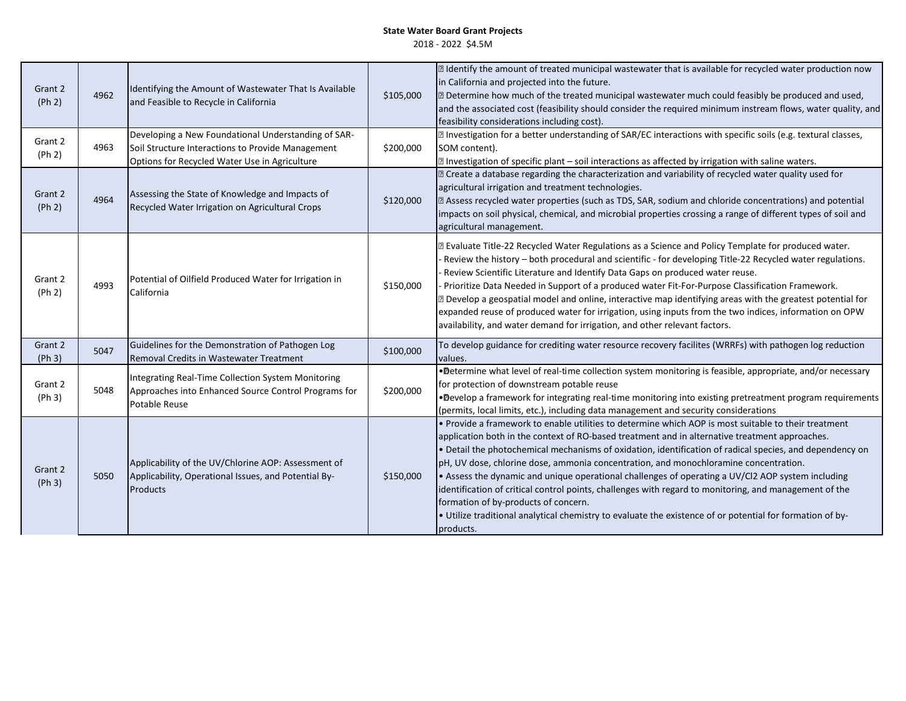**State Water Board Grant Projects**

2018 - 2022 $4.5M

| | | | | |
|---|---|---|---|---|
| Grant 2 (Ph 2) | 4962 | Identifying the Amount of Wastewater That Is Available and Feasible to Recycle in California | $105,000 | • Identify the amount of treated municipal wastewater that is available for recycled water production now in California and projected into the future.<br>• Determine how much of the treated municipal wastewater much could feasibly be produced and used, and the associated cost (feasibility should consider the required minimum instream flows, water quality, and feasibility considerations including cost). |
| Grant 2 (Ph 2) | 4963 | Developing a New Foundational Understanding of SAR-Soil Structure Interactions to Provide Management Options for Recycled Water Use in Agriculture | $200,000 | • Investigation for a better understanding of SAR/EC interactions with specific soils (e.g. textural classes, SOM content).<br>• Investigation of specific plant – soil interactions as affected by irrigation with saline waters. |
| Grant 2 (Ph 2) | 4964 | Assessing the State of Knowledge and Impacts of Recycled Water Irrigation on Agricultural Crops | $120,000 | • Create a database regarding the characterization and variability of recycled water quality used for agricultural irrigation and treatment technologies.<br>• Assess recycled water properties (such as TDS, SAR, sodium and chloride concentrations) and potential impacts on soil physical, chemical, and microbial properties crossing a range of different types of soil and agricultural management. |
| Grant 2 (Ph 2) | 4993 | Potential of Oilfield Produced Water for Irrigation in California | $150,000 | • Evaluate Title-22 Recycled Water Regulations as a Science and Policy Template for produced water.<br>- Review the history – both procedural and scientific - for developing Title-22 Recycled water regulations.<br>- Review Scientific Literature and Identify Data Gaps on produced water reuse.<br>- Prioritize Data Needed in Support of a produced water Fit-For-Purpose Classification Framework.<br>• Develop a geospatial model and online, interactive map identifying areas with the greatest potential for expanded reuse of produced water for irrigation, using inputs from the two indices, information on OPW availability, and water demand for irrigation, and other relevant factors. |
| Grant 2 (Ph 3) | 5047 | Guidelines for the Demonstration of Pathogen Log Removal Credits in Wastewater Treatment | $100,000 | To develop guidance for crediting water resource recovery facilites (WRRFs) with pathogen log reduction values. |
| Grant 2 (Ph 3) | 5048 | Integrating Real-Time Collection System Monitoring Approaches into Enhanced Source Control Programs for Potable Reuse | $200,000 | • Determine what level of real-time collection system monitoring is feasible, appropriate, and/or necessary for protection of downstream potable reuse<br>• Develop a framework for integrating real-time monitoring into existing pretreatment program requirements (permits, local limits, etc.), including data management and security considerations |
| Grant 2 (Ph 3) | 5050 | Applicability of the UV/Chlorine AOP: Assessment of Applicability, Operational Issues, and Potential By-Products | $150,000 | • Provide a framework to enable utilities to determine which AOP is most suitable to their treatment application both in the context of RO-based treatment and in alternative treatment approaches.<br>• Detail the photochemical mechanisms of oxidation, identification of radical species, and dependency on pH, UV dose, chlorine dose, ammonia concentration, and monochloramine concentration.<br>• Assess the dynamic and unique operational challenges of operating a UV/$Cl_2$ AOP system including identification of critical control points, challenges with regard to monitoring, and management of the formation of by-products of concern.<br>• Utilize traditional analytical chemistry to evaluate the existence of or potential for formation of by-products. |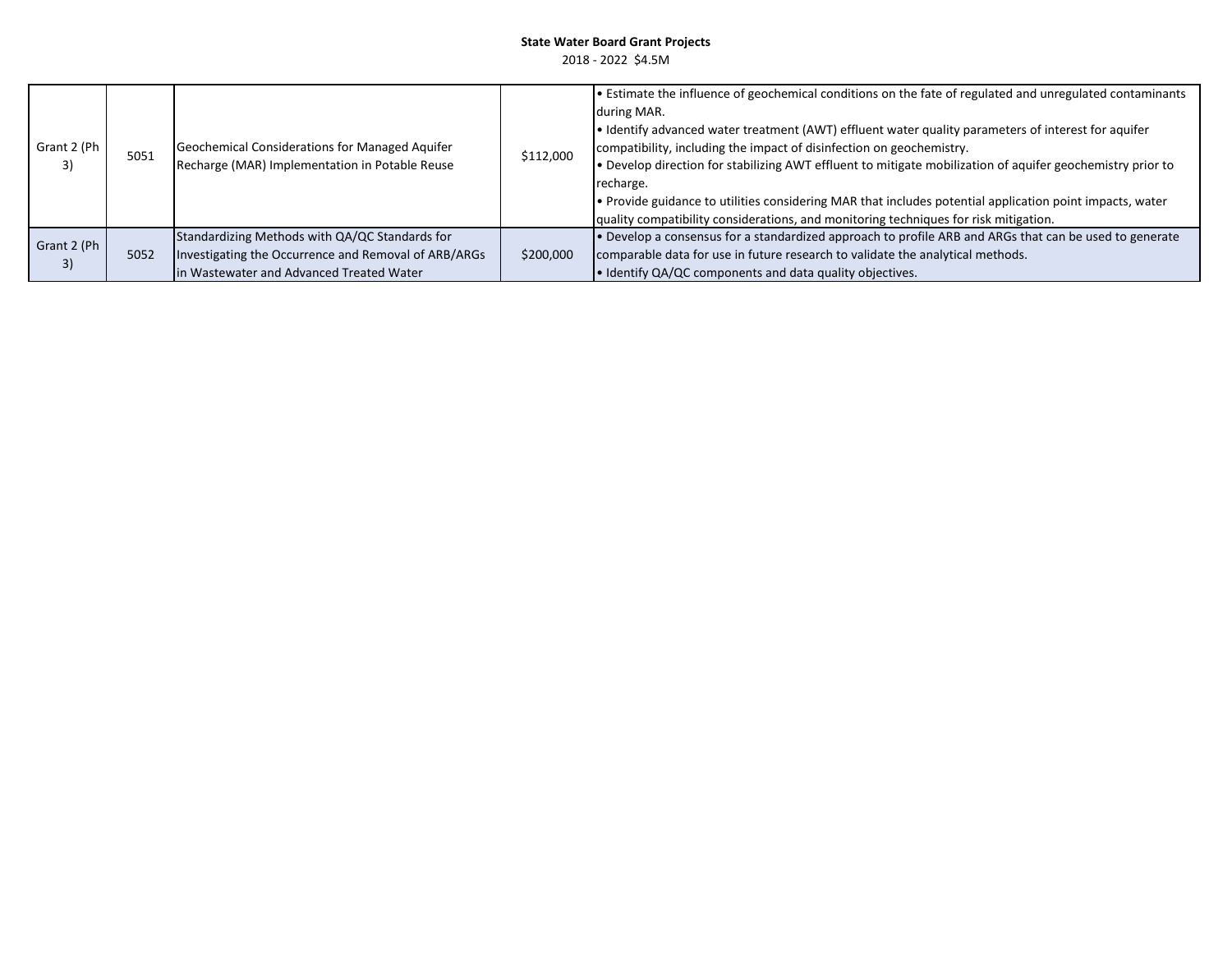**State Water Board Grant Projects**

2018 - 2022 $4.5M

| | | | | |
|---|---|---|---|---|
| Grant 2 (Ph 3) | 5051 | Geochemical Considerations for Managed Aquifer Recharge (MAR) Implementation in Potable Reuse | $112,000 | • Estimate the influence of geochemical conditions on the fate of regulated and unregulated contaminants during MAR.<br>• Identify advanced water treatment (AWT) effluent water quality parameters of interest for aquifer compatibility, including the impact of disinfection on geochemistry.<br>• Develop direction for stabilizing AWT effluent to mitigate mobilization of aquifer geochemistry prior to recharge.<br>• Provide guidance to utilities considering MAR that includes potential application point impacts, water quality compatibility considerations, and monitoring techniques for risk mitigation. |
| Grant 2 (Ph 3) | 5052 | Standardizing Methods with QA/QC Standards for Investigating the Occurrence and Removal of ARB/ARGs in Wastewater and Advanced Treated Water | $200,000 | • Develop a consensus for a standardized approach to profile ARB and ARGs that can be used to generate comparable data for use in future research to validate the analytical methods.<br>• Identify QA/QC components and data quality objectives. |